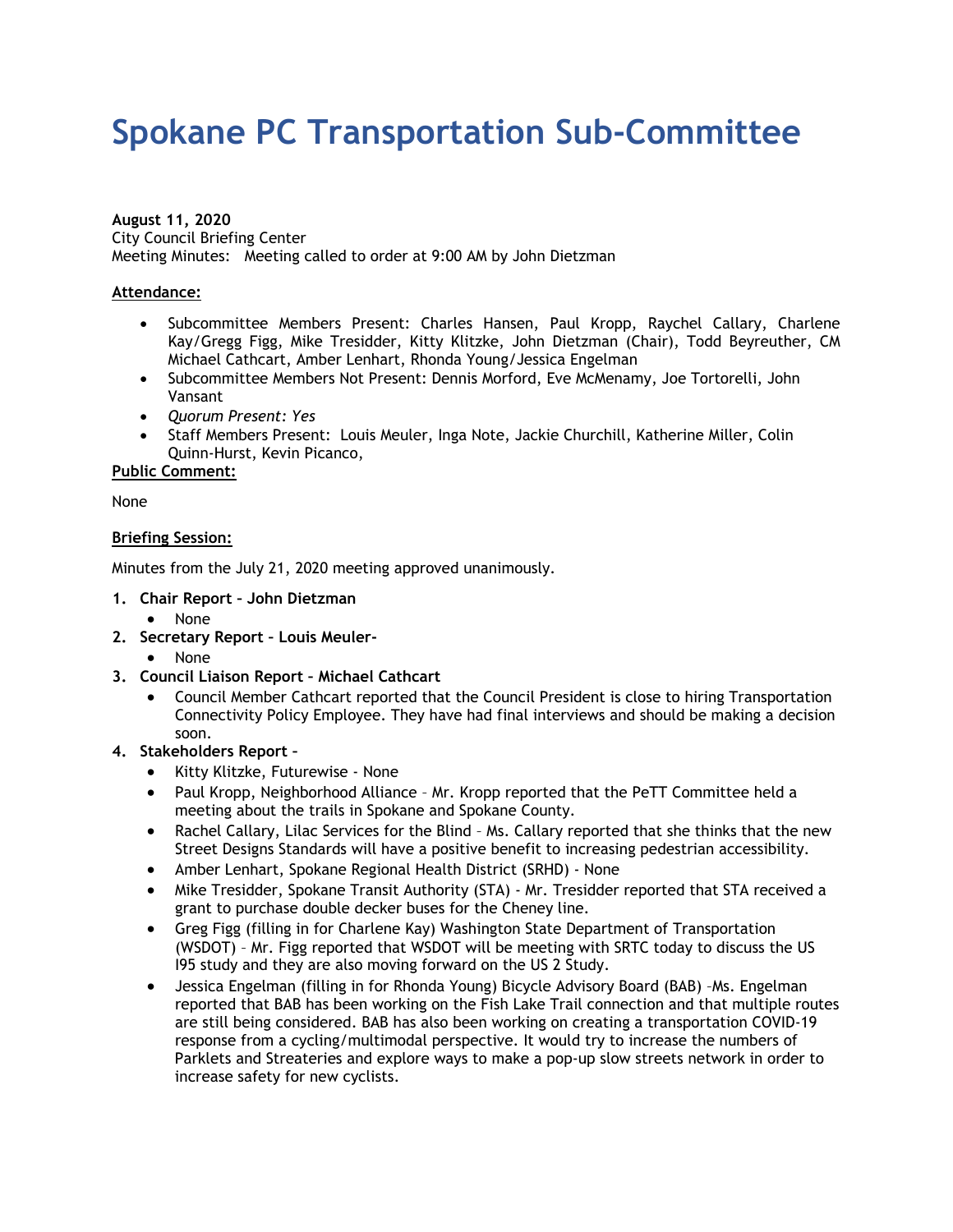# Spokane PC Transportation Sub-Committee

**August 11, 2020**
City Council Briefing Center
Meeting Minutes: Meeting called to order at 9:00 AM by John Dietzman

**Attendance:**

- Subcommittee Members Present: Charles Hansen, Paul Kropp, Raychel Callary, Charlene Kay/Gregg Figg, Mike Tresidder, Kitty Klitzke, John Dietzman (Chair), Todd Beyreuther, CM Michael Cathcart, Amber Lenhart, Rhonda Young/Jessica Engelman
- Subcommittee Members Not Present: Dennis Morford, Eve McMenamy, Joe Tortorelli, John Vansant
- *Quorum Present: Yes*
- Staff Members Present: Louis Meuler, Inga Note, Jackie Churchill, Katherine Miller, Colin Quinn-Hurst, Kevin Picanco,

**Public Comment:**

None

**Briefing Session:**

Minutes from the July 21, 2020 meeting approved unanimously.

1. **Chair Report – John Dietzman**
   - None
2. **Secretary Report – Louis Meuler-**
   - None
3. **Council Liaison Report – Michael Cathcart**
   - Council Member Cathcart reported that the Council President is close to hiring Transportation Connectivity Policy Employee. They have had final interviews and should be making a decision soon.
4. **Stakeholders Report –**
   - Kitty Klitzke, Futurewise - None
   - Paul Kropp, Neighborhood Alliance – Mr. Kropp reported that the PeTT Committee held a meeting about the trails in Spokane and Spokane County.
   - Rachel Callary, Lilac Services for the Blind – Ms. Callary reported that she thinks that the new Street Designs Standards will have a positive benefit to increasing pedestrian accessibility.
   - Amber Lenhart, Spokane Regional Health District (SRHD) - None
   - Mike Tresidder, Spokane Transit Authority (STA) - Mr. Tresidder reported that STA received a grant to purchase double decker buses for the Cheney line.
   - Greg Figg (filling in for Charlene Kay) Washington State Department of Transportation (WSDOT) – Mr. Figg reported that WSDOT will be meeting with SRTC today to discuss the US I95 study and they are also moving forward on the US 2 Study.
   - Jessica Engelman (filling in for Rhonda Young) Bicycle Advisory Board (BAB) –Ms. Engelman reported that BAB has been working on the Fish Lake Trail connection and that multiple routes are still being considered. BAB has also been working on creating a transportation COVID-19 response from a cycling/multimodal perspective. It would try to increase the numbers of Parklets and Streateries and explore ways to make a pop-up slow streets network in order to increase safety for new cyclists.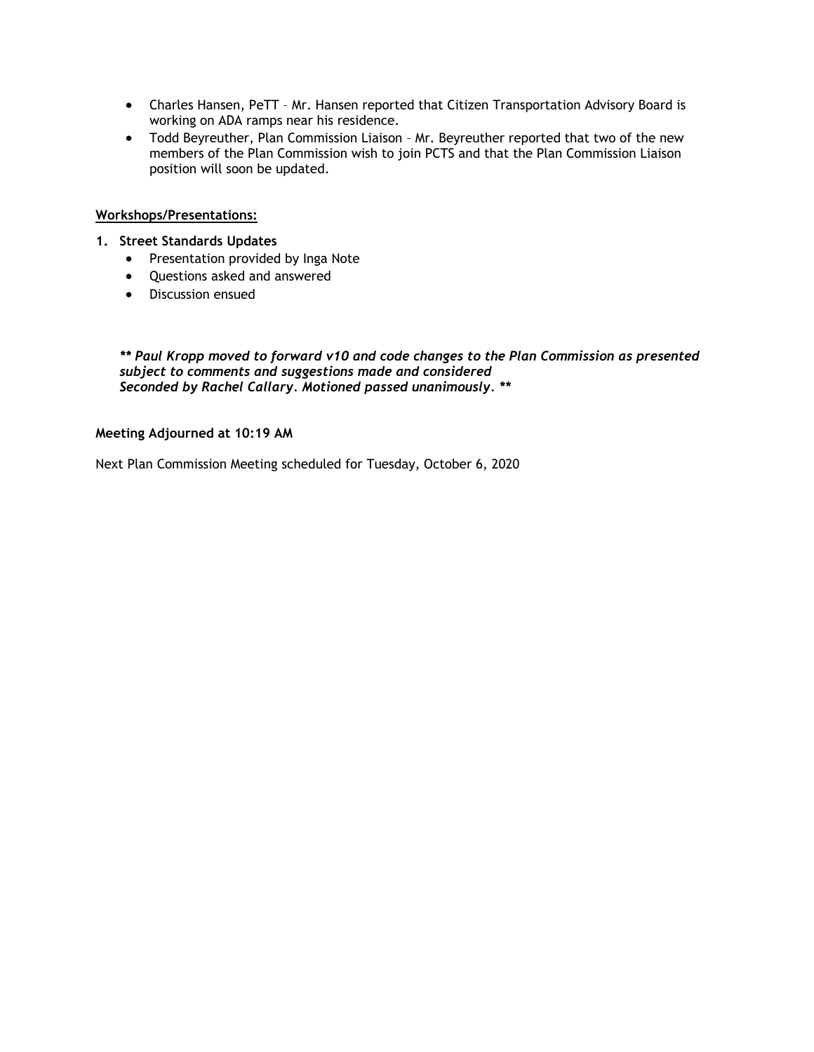- Charles Hansen, PeTT – Mr. Hansen reported that Citizen Transportation Advisory Board is working on ADA ramps near his residence.
- Todd Beyreuther, Plan Commission Liaison – Mr. Beyreuther reported that two of the new members of the Plan Commission wish to join PCTS and that the Plan Commission Liaison position will soon be updated.

**Workshops/Presentations:**

**1. Street Standards Updates**
- Presentation provided by Inga Note
- Questions asked and answered
- Discussion ensued

***\*\* Paul Kropp moved to forward v10 and code changes to the Plan Commission as presented subject to comments and suggestions made and considered***
***Seconded by Rachel Callary. Motioned passed unanimously. \*\****

**Meeting Adjourned at 10:19 AM**

Next Plan Commission Meeting scheduled for Tuesday, October 6, 2020